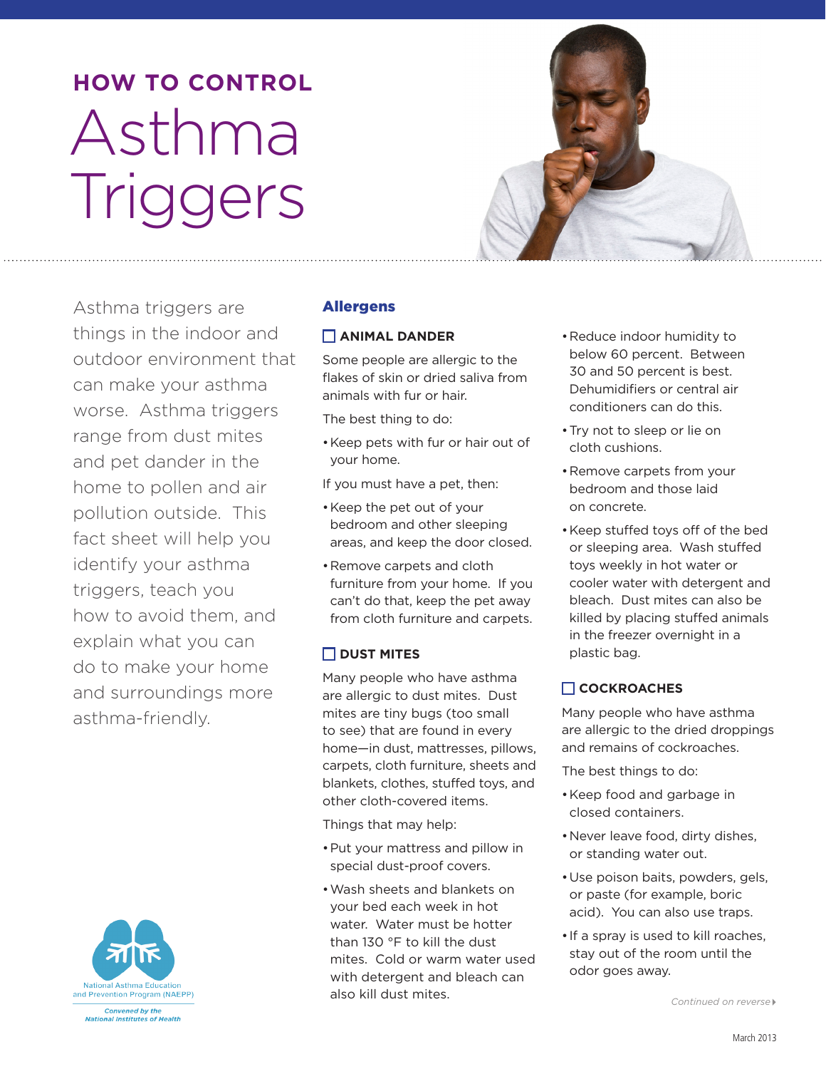# HOW TO CONTROL Asthma Triggers

Asthma triggers are things in the indoor and outdoor environment that can make your asthma worse. Asthma triggers range from dust mites and pet dander in the home to pollen and air pollution outside. This fact sheet will help you identify your asthma triggers, teach you how to avoid them, and explain what you can do to make your home and surroundings more asthma-friendly.

National Asthma Education and Prevention Program (NAEPP)

*Convened by the National Institutes of Health*

## Allergens

### ☐ ANIMAL DANDER

Some people are allergic to the flakes of skin or dried saliva from animals with fur or hair.

The best thing to do:

- Keep pets with fur or hair out of your home.

If you must have a pet, then:

- Keep the pet out of your bedroom and other sleeping areas, and keep the door closed.
- Remove carpets and cloth furniture from your home. If you can't do that, keep the pet away from cloth furniture and carpets.

### ☐ DUST MITES

Many people who have asthma are allergic to dust mites. Dust mites are tiny bugs (too small to see) that are found in every home—in dust, mattresses, pillows, carpets, cloth furniture, sheets and blankets, clothes, stuffed toys, and other cloth-covered items.

Things that may help:

- Put your mattress and pillow in special dust-proof covers.
- Wash sheets and blankets on your bed each week in hot water. Water must be hotter than 130 °F to kill the dust mites. Cold or warm water used with detergent and bleach can also kill dust mites.
- Reduce indoor humidity to below 60 percent. Between 30 and 50 percent is best. Dehumidifiers or central air conditioners can do this.
- Try not to sleep or lie on cloth cushions.
- Remove carpets from your bedroom and those laid on concrete.
- Keep stuffed toys off of the bed or sleeping area. Wash stuffed toys weekly in hot water or cooler water with detergent and bleach. Dust mites can also be killed by placing stuffed animals in the freezer overnight in a plastic bag.

### ☐ COCKROACHES

Many people who have asthma are allergic to the dried droppings and remains of cockroaches.

The best things to do:

- Keep food and garbage in closed containers.
- Never leave food, dirty dishes, or standing water out.
- Use poison baits, powders, gels, or paste (for example, boric acid). You can also use traps.
- If a spray is used to kill roaches, stay out of the room until the odor goes away.

*Continued on reverse*

March 2013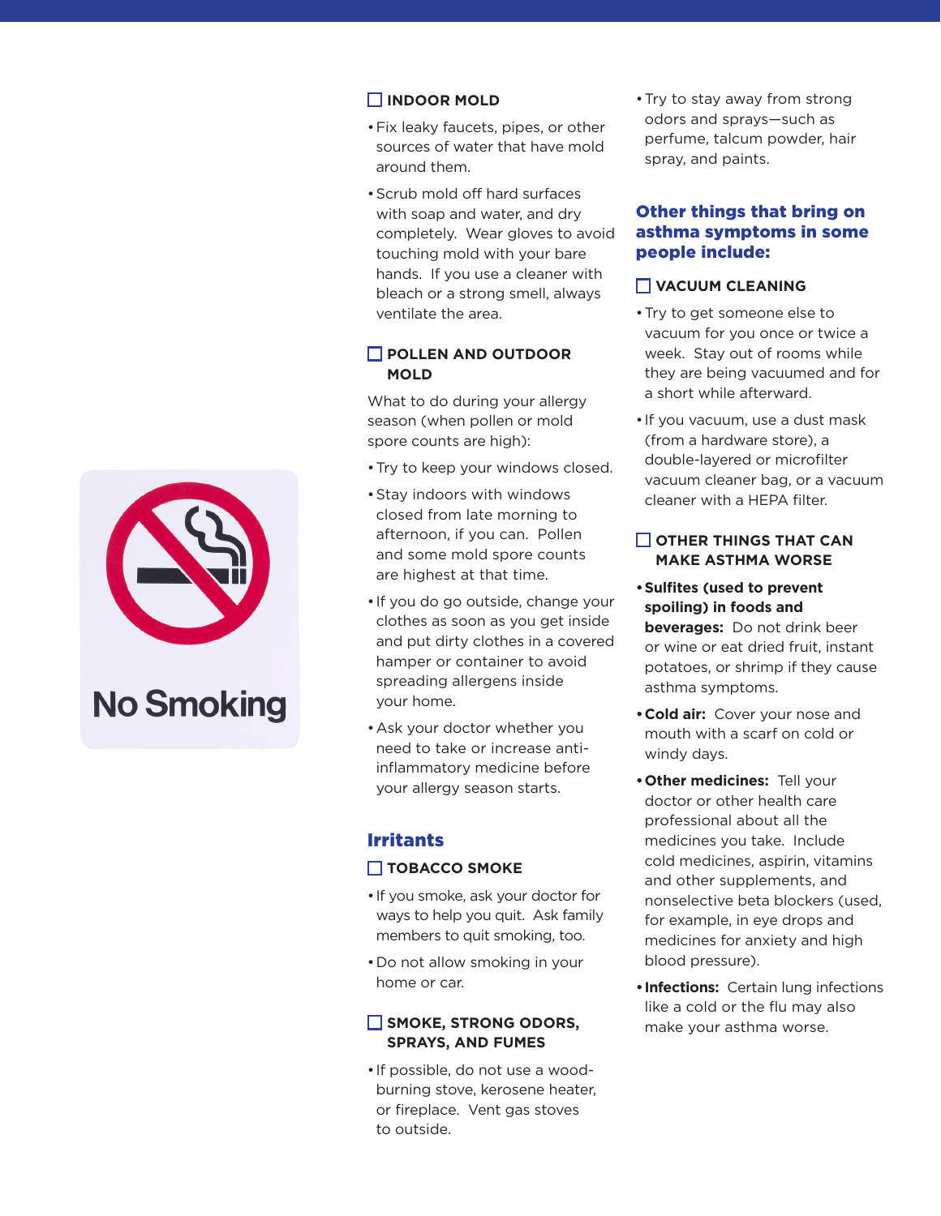### ☐ INDOOR MOLD

- Fix leaky faucets, pipes, or other sources of water that have mold around them.
- Scrub mold off hard surfaces with soap and water, and dry completely. Wear gloves to avoid touching mold with your bare hands. If you use a cleaner with bleach or a strong smell, always ventilate the area.

### ☐ POLLEN AND OUTDOOR MOLD

What to do during your allergy season (when pollen or mold spore counts are high):

- Try to keep your windows closed.
- Stay indoors with windows closed from late morning to afternoon, if you can. Pollen and some mold spore counts are highest at that time.
- If you do go outside, change your clothes as soon as you get inside and put dirty clothes in a covered hamper or container to avoid spreading allergens inside your home.
- Ask your doctor whether you need to take or increase anti-inflammatory medicine before your allergy season starts.

## Irritants

### ☐ TOBACCO SMOKE

- If you smoke, ask your doctor for ways to help you quit. Ask family members to quit smoking, too.
- Do not allow smoking in your home or car.

### ☐ SMOKE, STRONG ODORS, SPRAYS, AND FUMES

- If possible, do not use a wood-burning stove, kerosene heater, or fireplace. Vent gas stoves to outside.
- Try to stay away from strong odors and sprays—such as perfume, talcum powder, hair spray, and paints.

## Other things that bring on asthma symptoms in some people include:

### ☐ VACUUM CLEANING

- Try to get someone else to vacuum for you once or twice a week. Stay out of rooms while they are being vacuumed and for a short while afterward.
- If you vacuum, use a dust mask (from a hardware store), a double-layered or microfilter vacuum cleaner bag, or a vacuum cleaner with a HEPA filter.

### ☐ OTHER THINGS THAT CAN MAKE ASTHMA WORSE

- **Sulfites (used to prevent spoiling) in foods and beverages:** Do not drink beer or wine or eat dried fruit, instant potatoes, or shrimp if they cause asthma symptoms.
- **Cold air:** Cover your nose and mouth with a scarf on cold or windy days.
- **Other medicines:** Tell your doctor or other health care professional about all the medicines you take. Include cold medicines, aspirin, vitamins and other supplements, and nonselective beta blockers (used, for example, in eye drops and medicines for anxiety and high blood pressure).
- **Infections:** Certain lung infections like a cold or the flu may also make your asthma worse.

No Smoking